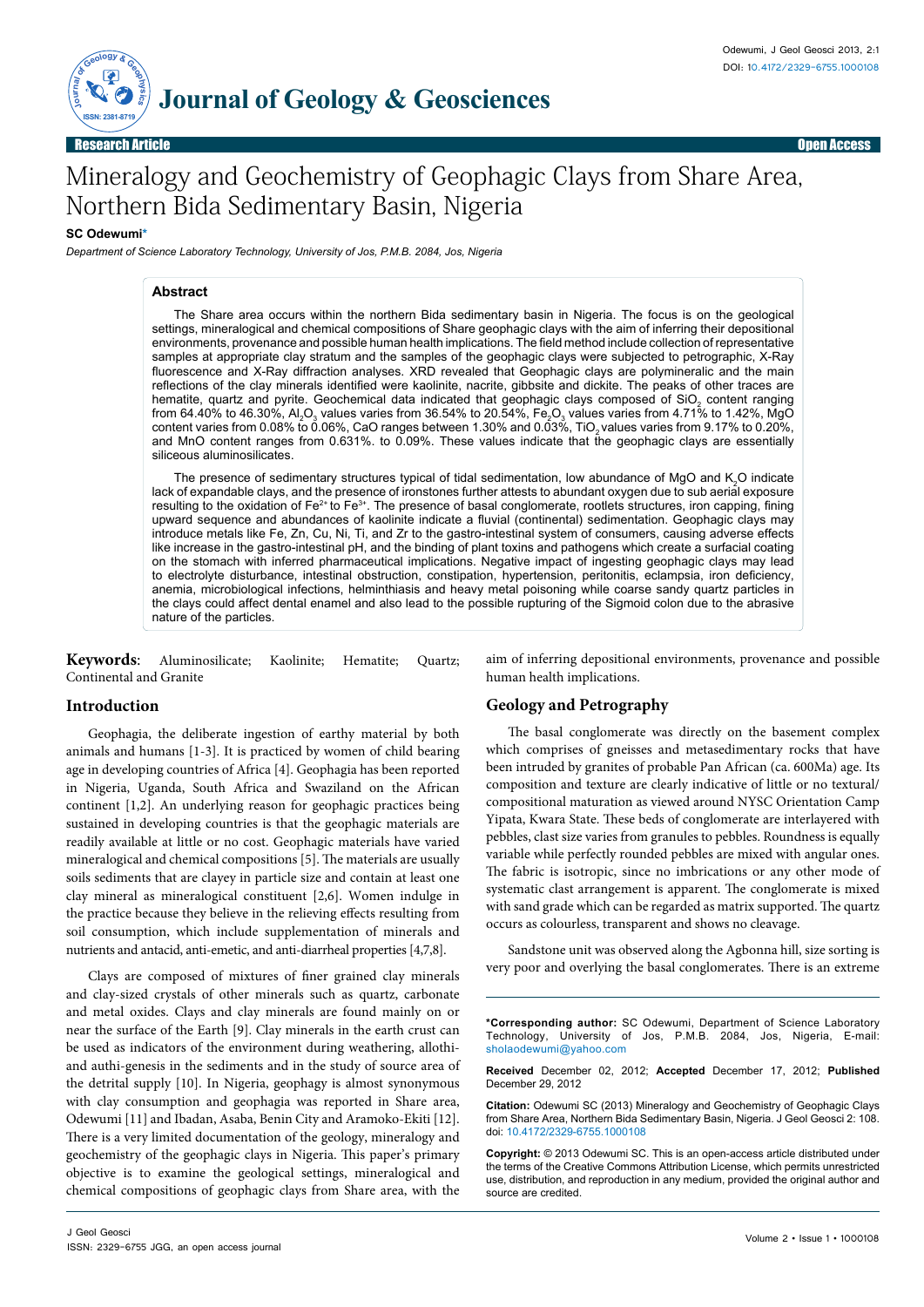# Mineralogy and Geochemistry of Geophagic Clays from Share Area, Northern Bida Sedimentary Basin, Nigeria

**SC Odewumi***

*Department of Science Laboratory Technology, University of Jos, P.M.B. 2084, Jos, Nigeria*

Research Article — Open Access

## Abstract

The Share area occurs within the northern Bida sedimentary basin in Nigeria. The focus is on the geological settings, mineralogical and chemical compositions of Share geophagic clays with the aim of inferring their depositional environments, provenance and possible human health implications. The field method include collection of representative samples at appropriate clay stratum and the samples of the geophagic clays were subjected to petrographic, X-Ray fluorescence and X-Ray diffraction analyses. XRD revealed that Geophagic clays are polymineralic and the main reflections of the clay minerals identified were kaolinite, nacrite, gibbsite and dickite. The peaks of other traces are hematite, quartz and pyrite. Geochemical data indicated that geophagic clays composed of $SiO_2$ content ranging from 64.40% to 46.30%, $Al_2O_3$ values varies from 36.54% to 20.54%, $Fe_2O_3$ values varies from 4.71% to 1.42%, MgO content varies from 0.08% to 0.06%, CaO ranges between 1.30% and 0.03%, $TiO_2$ values varies from 9.17% to 0.20%, and MnO content ranges from 0.631%. to 0.09%. These values indicate that the geophagic clays are essentially siliceous aluminosilicates.

The presence of sedimentary structures typical of tidal sedimentation, low abundance of MgO and $K_2O$ indicate lack of expandable clays, and the presence of ironstones further attests to abundant oxygen due to sub aerial exposure resulting to the oxidation of $Fe^{2+}$ to $Fe^{3+}$. The presence of basal conglomerate, rootlets structures, iron capping, fining upward sequence and abundances of kaolinite indicate a fluvial (continental) sedimentation. Geophagic clays may introduce metals like Fe, Zn, Cu, Ni, Ti, and Zr to the gastro-intestinal system of consumers, causing adverse effects like increase in the gastro-intestinal pH, and the binding of plant toxins and pathogens which create a surfacial coating on the stomach with inferred pharmaceutical implications. Negative impact of ingesting geophagic clays may lead to electrolyte disturbance, intestinal obstruction, constipation, hypertension, peritonitis, eclampsia, iron deficiency, anemia, microbiological infections, helminthiasis and heavy metal poisoning while coarse sandy quartz particles in the clays could affect dental enamel and also lead to the possible rupturing of the Sigmoid colon due to the abrasive nature of the particles.

**Keywords**: Aluminosilicate; Kaolinite; Hematite; Quartz; Continental and Granite

## Introduction

Geophagia, the deliberate ingestion of earthy material by both animals and humans [1-3]. It is practiced by women of child bearing age in developing countries of Africa [4]. Geophagia has been reported in Nigeria, Uganda, South Africa and Swaziland on the African continent [1,2]. An underlying reason for geophagic practices being sustained in developing countries is that the geophagic materials are readily available at little or no cost. Geophagic materials have varied mineralogical and chemical compositions [5]. The materials are usually soils sediments that are clayey in particle size and contain at least one clay mineral as mineralogical constituent [2,6]. Women indulge in the practice because they believe in the relieving effects resulting from soil consumption, which include supplementation of minerals and nutrients and antacid, anti-emetic, and anti-diarrheal properties [4,7,8].

Clays are composed of mixtures of finer grained clay minerals and clay-sized crystals of other minerals such as quartz, carbonate and metal oxides. Clays and clay minerals are found mainly on or near the surface of the Earth [9]. Clay minerals in the earth crust can be used as indicators of the environment during weathering, allothi- and authi-genesis in the sediments and in the study of source area of the detrital supply [10]. In Nigeria, geophagy is almost synonymous with clay consumption and geophagia was reported in Share area, Odewumi [11] and Ibadan, Asaba, Benin City and Aramoko-Ekiti [12]. There is a very limited documentation of the geology, mineralogy and geochemistry of the geophagic clays in Nigeria. This paper's primary objective is to examine the geological settings, mineralogical and chemical compositions of geophagic clays from Share area, with the aim of inferring depositional environments, provenance and possible human health implications.

## Geology and Petrography

The basal conglomerate was directly on the basement complex which comprises of gneisses and metasedimentary rocks that have been intruded by granites of probable Pan African (ca. 600Ma) age. Its composition and texture are clearly indicative of little or no textural/compositional maturation as viewed around NYSC Orientation Camp Yipata, Kwara State. These beds of conglomerate are interlayered with pebbles, clast size varies from granules to pebbles. Roundness is equally variable while perfectly rounded pebbles are mixed with angular ones. The fabric is isotropic, since no imbrications or any other mode of systematic clast arrangement is apparent. The conglomerate is mixed with sand grade which can be regarded as matrix supported. The quartz occurs as colourless, transparent and shows no cleavage.

Sandstone unit was observed along the Agbonna hill, size sorting is very poor and overlying the basal conglomerates. There is an extreme

---

***Corresponding author:** SC Odewumi, Department of Science Laboratory Technology, University of Jos, P.M.B. 2084, Jos, Nigeria, E-mail: sholaodewumi@yahoo.com

**Received** December 02, 2012; **Accepted** December 17, 2012; **Published** December 29, 2012

**Citation:** Odewumi SC (2013) Mineralogy and Geochemistry of Geophagic Clays from Share Area, Northern Bida Sedimentary Basin, Nigeria. J Geol Geosci 2: 108. doi: 10.4172/2329-6755.1000108

**Copyright:** © 2013 Odewumi SC. This is an open-access article distributed under the terms of the Creative Commons Attribution License, which permits unrestricted use, distribution, and reproduction in any medium, provided the original author and source are credited.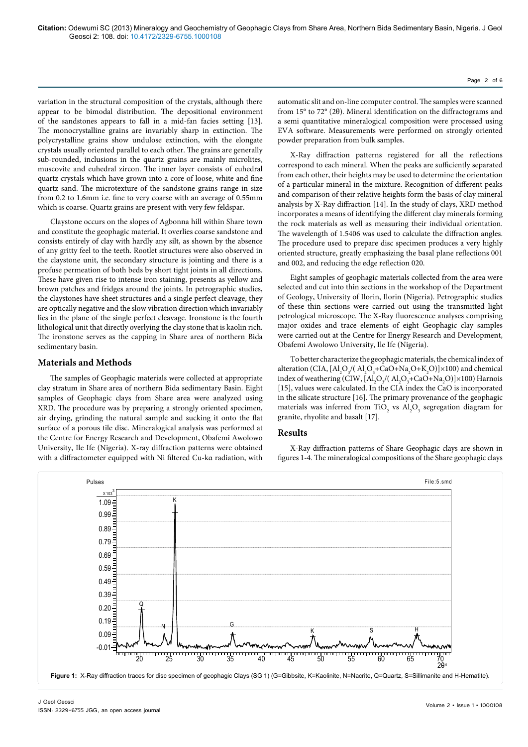variation in the structural composition of the crystals, although there appear to be bimodal distribution. The depositional environment of the sandstones appears to fall in a mid-fan facies setting [13]. The monocrystalline grains are invariably sharp in extinction. The polycrystalline grains show undulose extinction, with the elongate crystals usually oriented parallel to each other. The grains are generally sub-rounded, inclusions in the quartz grains are mainly microlites, muscovite and euhedral zircon. The inner layer consists of euhedral quartz crystals which have grown into a core of loose, white and fine quartz sand. The microtexture of the sandstone grains range in size from 0.2 to 1.6mm i.e. fine to very coarse with an average of 0.55mm which is coarse. Quartz grains are present with very few feldspar.

Claystone occurs on the slopes of Agbonna hill within Share town and constitute the geophagic material. It overlies coarse sandstone and consists entirely of clay with hardly any silt, as shown by the absence of any gritty feel to the teeth. Rootlet structures were also observed in the claystone unit, the secondary structure is jointing and there is a profuse permeation of both beds by short tight joints in all directions. These have given rise to intense iron staining, presents as yellow and brown patches and fridges around the joints. In petrographic studies, the claystones have sheet structures and a single perfect cleavage, they are optically negative and the slow vibration direction which invariably lies in the plane of the single perfect cleavage. Ironstone is the fourth lithological unit that directly overlying the clay stone that is kaolin rich. The ironstone serves as the capping in Share area of northern Bida sedimentary basin.

## Materials and Methods

The samples of Geophagic materials were collected at appropriate clay stratum in Share area of northern Bida sedimentary Basin. Eight samples of Geophagic clays from Share area were analyzed using XRD. The procedure was by preparing a strongly oriented specimen, air drying, grinding the natural sample and sucking it onto the flat surface of a porous tile disc. Mineralogical analysis was performed at the Centre for Energy Research and Development, Obafemi Awolowo University, Ile Ife (Nigeria). X-ray diffraction patterns were obtained with a diffractometer equipped with Ni filtered Cu-kα radiation, with automatic slit and on-line computer control. The samples were scanned from 15° to 72° (2θ). Mineral identification on the diffractograms and a semi quantitative mineralogical composition were processed using EVA software. Measurements were performed on strongly oriented powder preparation from bulk samples.

X-Ray diffraction patterns registered for all the reflections correspond to each mineral. When the peaks are sufficiently separated from each other, their heights may be used to determine the orientation of a particular mineral in the mixture. Recognition of different peaks and comparison of their relative heights form the basis of clay mineral analysis by X-Ray diffraction [14]. In the study of clays, XRD method incorporates a means of identifying the different clay minerals forming the rock materials as well as measuring their individual orientation. The wavelength of 1.5406 was used to calculate the diffraction angles. The procedure used to prepare disc specimen produces a very highly oriented structure, greatly emphasizing the basal plane reflections 001 and 002, and reducing the edge reflection 020.

Eight samples of geophagic materials collected from the area were selected and cut into thin sections in the workshop of the Department of Geology, University of Ilorin, Ilorin (Nigeria). Petrographic studies of these thin sections were carried out using the transmitted light petrological microscope. The X-Ray fluorescence analyses comprising major oxides and trace elements of eight Geophagic clay samples were carried out at the Centre for Energy Research and Development, Obafemi Awolowo University, Ile Ife (Nigeria).

To better characterize the geophagic materials, the chemical index of alteration (CIA, $[Al_2O_3/(Al_2O_3+CaO+Na_2O+K_2O)]\times100$) and chemical index of weathering (CIW, $[Al_2O_3/(Al_2O_3+CaO+Na_2O)]\times100$) Harnois [15], values were calculated. In the CIA index the CaO is incorporated in the silicate structure [16]. The primary provenance of the geophagic materials was inferred from $TiO_2$ vs $Al_2O_3$ segregation diagram for granite, rhyolite and basalt [17].

## Results

X-Ray diffraction patterns of Share Geophagic clays are shown in figures 1-4. The mineralogical compositions of the Share geophagic clays

Pulses
File:5.smd
x 10^3
1.09
0.99
0.89
0.79
0.69
0.59
0.49
0.39
0.20
0.19
0.09
-0.01
Q N K G K S H
20 25 30 35 40 45 50 55 60 65 70
2θ°

Figure 1: X-Ray diffraction traces for disc specimen of geophagic Clays (SG 1) (G=Gibbsite, K=Kaolinite, N=Nacrite, Q=Quartz, S=Sillimanite and H-Hematite).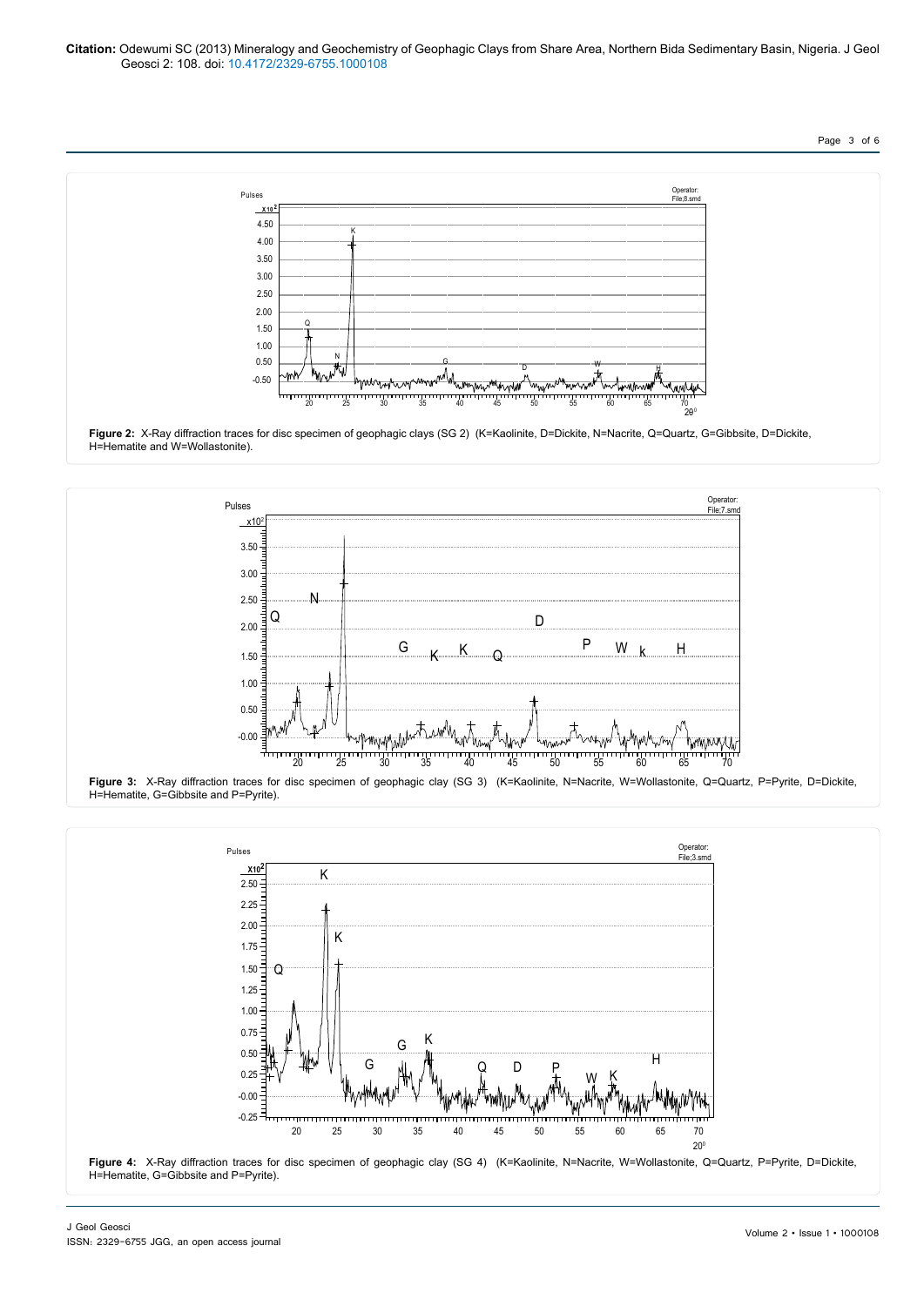Figure 2: X-Ray diffraction traces for disc specimen of geophagic clays (SG 2) (K=Kaolinite, D=Dickite, N=Nacrite, Q=Quartz, G=Gibbsite, D=Dickite, H=Hematite and W=Wollastonite).

Figure 3: X-Ray diffraction traces for disc specimen of geophagic clay (SG 3) (K=Kaolinite, N=Nacrite, W=Wollastonite, Q=Quartz, P=Pyrite, D=Dickite, H=Hematite, G=Gibbsite and P=Pyrite).

Figure 4: X-Ray diffraction traces for disc specimen of geophagic clay (SG 4) (K=Kaolinite, N=Nacrite, W=Wollastonite, Q=Quartz, P=Pyrite, D=Dickite, H=Hematite, G=Gibbsite and P=Pyrite).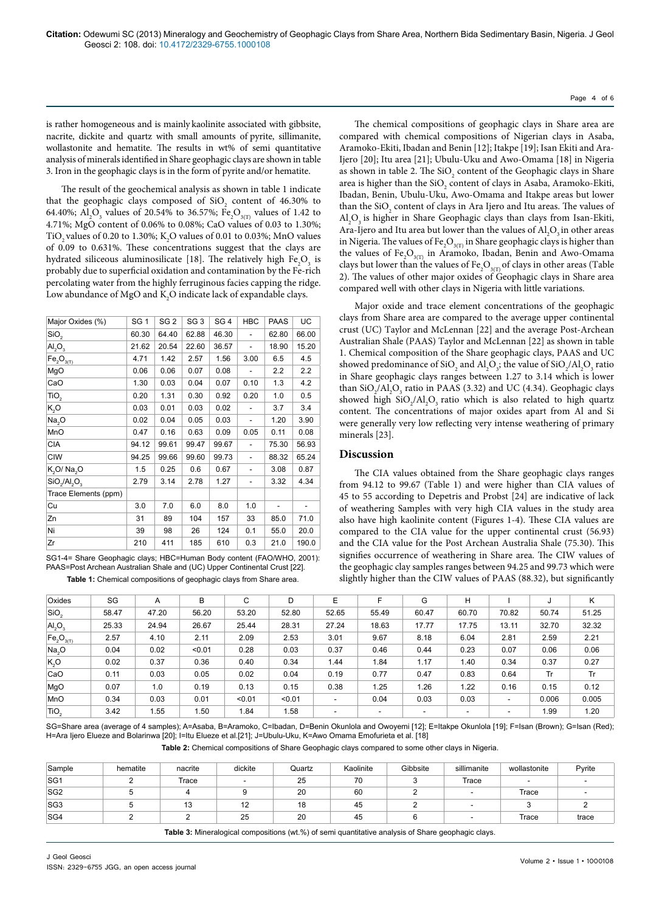is rather homogeneous and is mainly kaolinite associated with gibbsite, nacrite, dickite and quartz with small amounts of pyrite, sillimanite, wollastonite and hematite. The results in wt% of semi quantitative analysis of minerals identified in Share geophagic clays are shown in table 3. Iron in the geophagic clays is in the form of pyrite and/or hematite.

The result of the geochemical analysis as shown in table 1 indicate that the geophagic clays composed of $SiO_2$ content of 46.30% to 64.40%; $Al_2O_3$ values of 20.54% to 36.57%; $Fe_2O_{3(T)}$ values of 1.42 to 4.71%; MgO content of 0.06% to 0.08%; CaO values of 0.03 to 1.30%; $TiO_2$ values of 0.20 to 1.30%; $K_2O$ values of 0.01 to 0.03%; MnO values of 0.09 to 0.631%. These concentrations suggest that the clays are hydrated siliceous aluminosilicate [18]. The relatively high $Fe_2O_3$ is probably due to superficial oxidation and contamination by the Fe-rich percolating water from the highly ferruginous facies capping the ridge. Low abundance of MgO and $K_2O$ indicate lack of expandable clays.

| Major Oxides (%) | SG 1 | SG 2 | SG 3 | SG 4 | HBC | PAAS | UC |
|---|---|---|---|---|---|---|---|
| $SiO_2$ | 60.30 | 64.40 | 62.88 | 46.30 | - | 62.80 | 66.00 |
| $Al_2O_3$ | 21.62 | 20.54 | 22.60 | 36.57 | - | 18.90 | 15.20 |
| $Fe_2O_{3(T)}$ | 4.71 | 1.42 | 2.57 | 1.56 | 3.00 | 6.5 | 4.5 |
| MgO | 0.06 | 0.06 | 0.07 | 0.08 | - | 2.2 | 2.2 |
| CaO | 1.30 | 0.03 | 0.04 | 0.07 | 0.10 | 1.3 | 4.2 |
| $TiO_2$ | 0.20 | 1.31 | 0.30 | 0.92 | 0.20 | 1.0 | 0.5 |
| $K_2O$ | 0.03 | 0.01 | 0.03 | 0.02 | - | 3.7 | 3.4 |
| $Na_2O$ | 0.02 | 0.04 | 0.05 | 0.03 | - | 1.20 | 3.90 |
| MnO | 0.47 | 0.16 | 0.63 | 0.09 | 0.05 | 0.11 | 0.08 |
| CIA | 94.12 | 99.61 | 99.47 | 99.67 | - | 75.30 | 56.93 |
| CIW | 94.25 | 99.66 | 99.60 | 99.73 | - | 88.32 | 65.24 |
| $K_2O/Na_2O$ | 1.5 | 0.25 | 0.6 | 0.67 | - | 3.08 | 0.87 |
| $SiO_2/Al_2O_3$ | 2.79 | 3.14 | 2.78 | 1.27 | - | 3.32 | 4.34 |
| Trace Elements (ppm) | | | | | | | |
| Cu | 3.0 | 7.0 | 6.0 | 8.0 | 1.0 | - | - |
| Zn | 31 | 89 | 104 | 157 | 33 | 85.0 | 71.0 |
| Ni | 39 | 98 | 26 | 124 | 0.1 | 55.0 | 20.0 |
| Zr | 210 | 411 | 185 | 610 | 0.3 | 21.0 | 190.0 |

SG1-4= Share Geophagic clays; HBC=Human Body content (FAO/WHO, 2001): PAAS=Post Archean Australian Shale and (UC) Upper Continental Crust [22].

**Table 1:** Chemical compositions of geophagic clays from Share area.

The chemical compositions of geophagic clays in Share area are compared with chemical compositions of Nigerian clays in Asaba, Aramoko-Ekiti, Ibadan and Benin [12]; Itakpe [19]; Isan Ekiti and Ara-Ijero [20]; Itu area [21]; Ubulu-Uku and Awo-Omama [18] in Nigeria as shown in table 2. The $SiO_2$ content of the Geophagic clays in Share area is higher than the $SiO_2$ content of clays in Asaba, Aramoko-Ekiti, Ibadan, Benin, Ubulu-Uku, Awo-Omama and Itakpe areas but lower than the $SiO_2$ content of clays in Ara Ijero and Itu areas. The values of $Al_2O_3$ is higher in Share Geophagic clays than clays from Isan-Ekiti, Ara-Ijero and Itu area but lower than the values of $Al_2O_3$ in other areas in Nigeria. The values of $Fe_2O_{3(T)}$ in Share geophagic clays is higher than the values of $Fe_2O_{3(T)}$ in Aramoko, Ibadan, Benin and Awo-Omama clays but lower than the values of $Fe_2O_{3(T)}$ of clays in other areas (Table 2). The values of other major oxides of Geophagic clays in Share area compared well with other clays in Nigeria with little variations.

Major oxide and trace element concentrations of the geophagic clays from Share area are compared to the average upper continental crust (UC) Taylor and McLennan [22] and the average Post-Archean Australian Shale (PAAS) Taylor and McLennan [22] as shown in table 1. Chemical composition of the Share geophagic clays, PAAS and UC showed predominance of $SiO_2$ and $Al_2O_3$; the value of $SiO_2/Al_2O_3$ ratio in Share geophagic clays ranges between 1.27 to 3.14 which is lower than $SiO_2/Al_2O_3$ ratio in PAAS (3.32) and UC (4.34). Geophagic clays showed high $SiO_2/Al_2O_3$ ratio which is also related to high quartz content. The concentrations of major oxides apart from Al and Si were generally very low reflecting very intense weathering of primary minerals [23].

## Discussion

The CIA values obtained from the Share geophagic clays ranges from 94.12 to 99.67 (Table 1) and were higher than CIA values of 45 to 55 according to Depetris and Probst [24] are indicative of lack of weathering Samples with very high CIA values in the study area also have high kaolinite content (Figures 1-4). These CIA values are compared to the CIA value for the upper continental crust (56.93) and the CIA value for the Post Archean Australia Shale (75.30). This signifies occurrence of weathering in Share area. The CIW values of the geophagic clay samples ranges between 94.25 and 99.73 which were slightly higher than the CIW values of PAAS (88.32), but significantly

| Oxides | SG | A | B | C | D | E | F | G | H | I | J | K |
|---|---|---|---|---|---|---|---|---|---|---|---|---|
| $SiO_2$ | 58.47 | 47.20 | 56.20 | 53.20 | 52.80 | 52.65 | 55.49 | 60.47 | 60.70 | 70.82 | 50.74 | 51.25 |
| $Al_2O_3$ | 25.33 | 24.94 | 26.67 | 25.44 | 28.31 | 27.24 | 18.63 | 17.77 | 17.75 | 13.11 | 32.70 | 32.32 |
| $Fe_2O_{3(T)}$ | 2.57 | 4.10 | 2.11 | 2.09 | 2.53 | 3.01 | 9.67 | 8.18 | 6.04 | 2.81 | 2.59 | 2.21 |
| $Na_2O$ | 0.04 | 0.02 | <0.01 | 0.28 | 0.03 | 0.37 | 0.46 | 0.44 | 0.23 | 0.07 | 0.06 | 0.06 |
| $K_2O$ | 0.02 | 0.37 | 0.36 | 0.40 | 0.34 | 1.44 | 1.84 | 1.17 | 1.40 | 0.34 | 0.37 | 0.27 |
| CaO | 0.11 | 0.03 | 0.05 | 0.02 | 0.04 | 0.19 | 0.77 | 0.47 | 0.83 | 0.64 | Tr | Tr |
| MgO | 0.07 | 1.0 | 0.19 | 0.13 | 0.15 | 0.38 | 1.25 | 1.26 | 1.22 | 0.16 | 0.15 | 0.12 |
| MnO | 0.34 | 0.03 | 0.01 | <0.01 | <0.01 | - | 0.04 | 0.03 | 0.03 | - | 0.006 | 0.005 |
| $TiO_2$ | 3.42 | 1.55 | 1.50 | 1.84 | 1.58 | - | - | - | - | - | 1.99 | 1.20 |

SG=Share area (average of 4 samples); A=Asaba, B=Aramoko, C=Ibadan, D=Benin Okunlola and Owoyemi [12]; E=Itakpe Okunlola [19]; F=Isan (Brown); G=Isan (Red); H=Ara Ijero Elueze and Bolarinwa [20]; I=Itu Elueze et al.[21]; J=Ubulu-Uku, K=Awo Omama Emofurieta et al. [18]

**Table 2:** Chemical compositions of Share Geophagic clays compared to some other clays in Nigeria.

| Sample | hematite | nacrite | dickite | Quartz | Kaolinite | Gibbsite | sillimanite | wollastonite | Pyrite |
|---|---|---|---|---|---|---|---|---|---|
| SG1 | 2 | Trace | - | 25 | 70 | 3 | Trace | - | - |
| SG2 | 5 | 4 | 9 | 20 | 60 | 2 | - | Trace | - |
| SG3 | 5 | 13 | 12 | 18 | 45 | 2 | - | 3 | 2 |
| SG4 | 2 | 2 | 25 | 20 | 45 | 6 | - | Trace | trace |

**Table 3:** Mineralogical compositions (wt.%) of semi quantitative analysis of Share geophagic clays.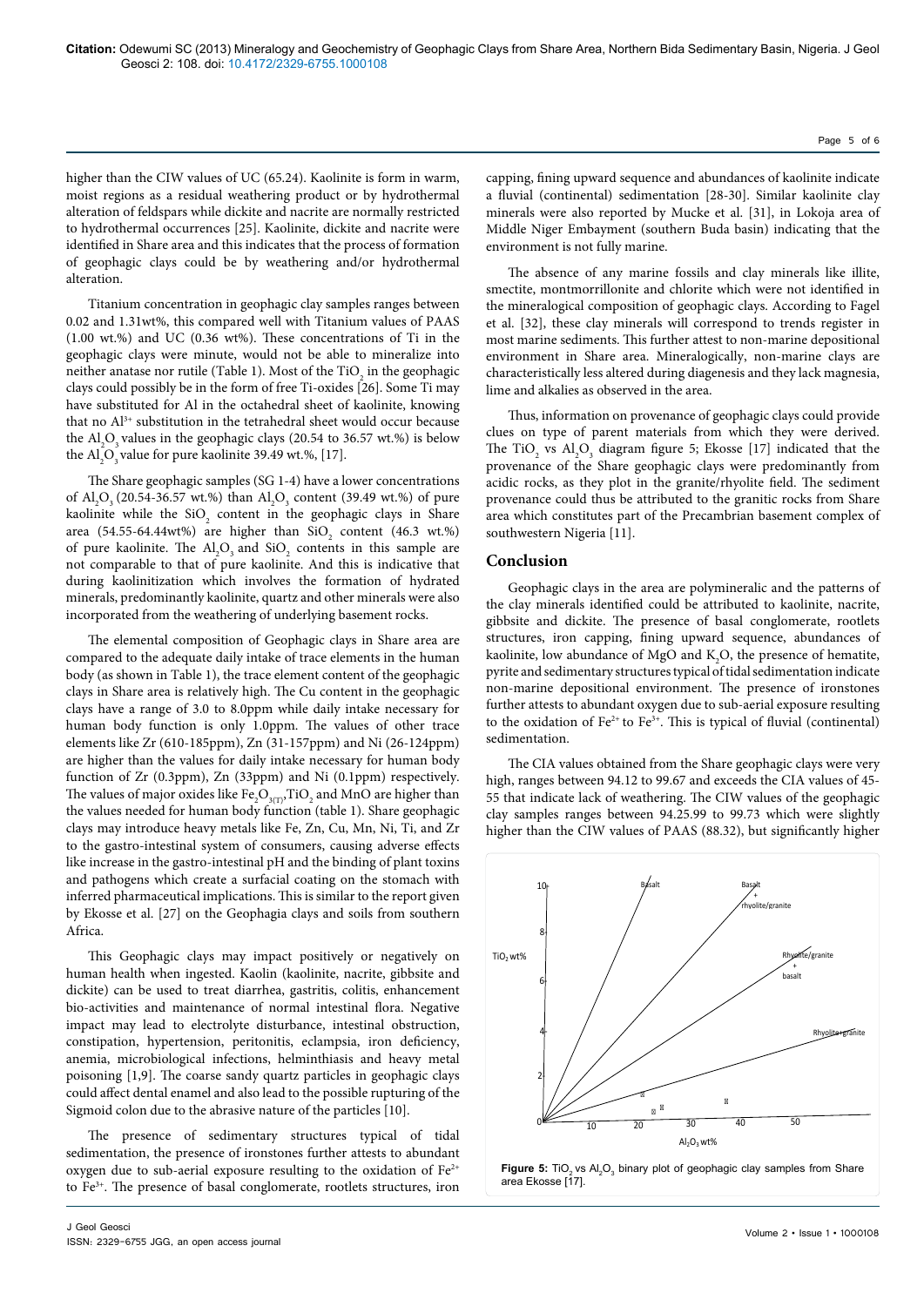higher than the CIW values of UC (65.24). Kaolinite is form in warm, moist regions as a residual weathering product or by hydrothermal alteration of feldspars while dickite and nacrite are normally restricted to hydrothermal occurrences [25]. Kaolinite, dickite and nacrite were identified in Share area and this indicates that the process of formation of geophagic clays could be by weathering and/or hydrothermal alteration.

Titanium concentration in geophagic clay samples ranges between 0.02 and 1.31wt%, this compared well with Titanium values of PAAS (1.00 wt.%) and UC (0.36 wt%). These concentrations of Ti in the geophagic clays were minute, would not be able to mineralize into neither anatase nor rutile (Table 1). Most of the $TiO_2$ in the geophagic clays could possibly be in the form of free Ti-oxides [26]. Some Ti may have substituted for Al in the octahedral sheet of kaolinite, knowing that no $Al^{3+}$ substitution in the tetrahedral sheet would occur because the $Al_2O_3$ values in the geophagic clays (20.54 to 36.57 wt.%) is below the $Al_2O_3$ value for pure kaolinite 39.49 wt.%, [17].

The Share geophagic samples (SG 1-4) have a lower concentrations of $Al_2O_3$ (20.54-36.57 wt.%) than $Al_2O_3$ content (39.49 wt.%) of pure kaolinite while the $SiO_2$ content in the geophagic clays in Share area (54.55-64.44wt%) are higher than $SiO_2$ content (46.3 wt.%) of pure kaolinite. The $Al_2O_3$ and $SiO_2$ contents in this sample are not comparable to that of pure kaolinite. And this is indicative that during kaolinitization which involves the formation of hydrated minerals, predominantly kaolinite, quartz and other minerals were also incorporated from the weathering of underlying basement rocks.

The elemental composition of Geophagic clays in Share area are compared to the adequate daily intake of trace elements in the human body (as shown in Table 1), the trace element content of the geophagic clays in Share area is relatively high. The Cu content in the geophagic clays have a range of 3.0 to 8.0ppm while daily intake necessary for human body function is only 1.0ppm. The values of other trace elements like Zr (610-185ppm), Zn (31-157ppm) and Ni (26-124ppm) are higher than the values for daily intake necessary for human body function of Zr (0.3ppm), Zn (33ppm) and Ni (0.1ppm) respectively. The values of major oxides like $Fe_2O_{3(T)}$, $TiO_2$ and MnO are higher than the values needed for human body function (table 1). Share geophagic clays may introduce heavy metals like Fe, Zn, Cu, Mn, Ni, Ti, and Zr to the gastro-intestinal system of consumers, causing adverse effects like increase in the gastro-intestinal pH and the binding of plant toxins and pathogens which create a surfacial coating on the stomach with inferred pharmaceutical implications. This is similar to the report given by Ekosse et al. [27] on the Geophagia clays and soils from southern Africa.

This Geophagic clays may impact positively or negatively on human health when ingested. Kaolin (kaolinite, nacrite, gibbsite and dickite) can be used to treat diarrhea, gastritis, colitis, enhancement bio-activities and maintenance of normal intestinal flora. Negative impact may lead to electrolyte disturbance, intestinal obstruction, constipation, hypertension, peritonitis, eclampsia, iron deficiency, anemia, microbiological infections, helminthiasis and heavy metal poisoning [1,9]. The coarse sandy quartz particles in geophagic clays could affect dental enamel and also lead to the possible rupturing of the Sigmoid colon due to the abrasive nature of the particles [10].

The presence of sedimentary structures typical of tidal sedimentation, the presence of ironstones further attests to abundant oxygen due to sub-aerial exposure resulting to the oxidation of $Fe^{2+}$ to $Fe^{3+}$. The presence of basal conglomerate, rootlets structures, iron capping, fining upward sequence and abundances of kaolinite indicate a fluvial (continental) sedimentation [28-30]. Similar kaolinite clay minerals were also reported by Mucke et al. [31], in Lokoja area of Middle Niger Embayment (southern Buda basin) indicating that the environment is not fully marine.

The absence of any marine fossils and clay minerals like illite, smectite, montmorrillonite and chlorite which were not identified in the mineralogical composition of geophagic clays. According to Fagel et al. [32], these clay minerals will correspond to trends register in most marine sediments. This further attest to non-marine depositional environment in Share area. Mineralogically, non-marine clays are characteristically less altered during diagenesis and they lack magnesia, lime and alkalies as observed in the area.

Thus, information on provenance of geophagic clays could provide clues on type of parent materials from which they were derived. The $TiO_2$ vs $Al_2O_3$ diagram figure 5; Ekosse [17] indicated that the provenance of the Share geophagic clays were predominantly from acidic rocks, as they plot in the granite/rhyolite field. The sediment provenance could thus be attributed to the granitic rocks from Share area which constitutes part of the Precambrian basement complex of southwestern Nigeria [11].

## Conclusion

Geophagic clays in the area are polymineralic and the patterns of the clay minerals identified could be attributed to kaolinite, nacrite, gibbsite and dickite. The presence of basal conglomerate, rootlets structures, iron capping, fining upward sequence, abundances of kaolinite, low abundance of MgO and $K_2O$, the presence of hematite, pyrite and sedimentary structures typical of tidal sedimentation indicate non-marine depositional environment. The presence of ironstones further attests to abundant oxygen due to sub-aerial exposure resulting to the oxidation of $Fe^{2+}$ to $Fe^{3+}$. This is typical of fluvial (continental) sedimentation.

The CIA values obtained from the Share geophagic clays were very high, ranges between 94.12 to 99.67 and exceeds the CIA values of 45-55 that indicate lack of weathering. The CIW values of the geophagic clay samples ranges between 94.25.99 to 99.73 which were slightly higher than the CIW values of PAAS (88.32), but significantly higher

Figure 5: $TiO_2$ vs $Al_2O_3$ binary plot of geophagic clay samples from Share area Ekosse [17].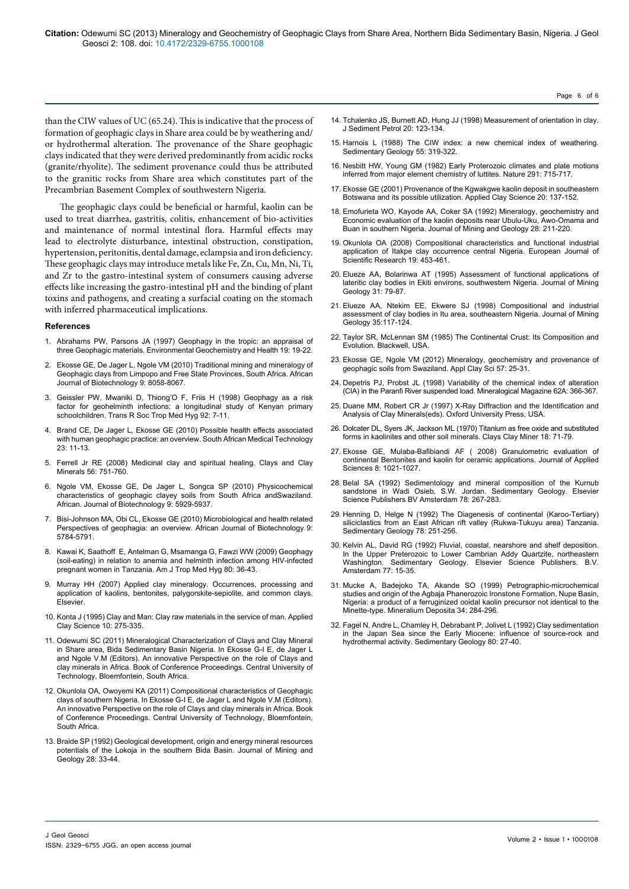than the CIW values of UC (65.24). This is indicative that the process of formation of geophagic clays in Share area could be by weathering and/or hydrothermal alteration. The provenance of the Share geophagic clays indicated that they were derived predominantly from acidic rocks (granite/rhyolite). The sediment provenance could thus be attributed to the granitic rocks from Share area which constitutes part of the Precambrian Basement Complex of southwestern Nigeria.

The geophagic clays could be beneficial or harmful, kaolin can be used to treat diarrhea, gastritis, colitis, enhancement of bio-activities and maintenance of normal intestinal flora. Harmful effects may lead to electrolyte disturbance, intestinal obstruction, constipation, hypertension, peritonitis, dental damage, eclampsia and iron deficiency. These geophagic clays may introduce metals like Fe, Zn, Cu, Mn, Ni, Ti, and Zr to the gastro-intestinal system of consumers causing adverse effects like increasing the gastro-intestinal pH and the binding of plant toxins and pathogens, and creating a surfacial coating on the stomach with inferred pharmaceutical implications.

## References

1. Abrahams PW, Parsons JA (1997) Geophagy in the tropic: an appraisal of three Geophagic materials. Environmental Geochemistry and Health 19: 19-22.
2. Ekosse GE, De Jager L, Ngole VM (2010) Traditional mining and mineralogy of Geophagic clays from Limpopo and Free State Provinces, South Africa. African Journal of Biotechnology 9: 8058-8067.
3. Geissler PW, Mwaniki D, Thiong'O F, Friis H (1998) Geophagy as a risk factor for geohelminth infections: a longitudinal study of Kenyan primary schoolchildren. Trans R Soc Trop Med Hyg 92: 7-11.
4. Brand CE, De Jager L, Ekosse GE (2010) Possible health effects associated with human geophagic practice: an overview. South African Medical Technology 23: 11-13.
5. Ferrell Jr RE (2008) Medicinal clay and spiritual healing. Clays and Clay Minerals 56: 751-760.
6. Ngole VM, Ekosse GE, De Jager L, Songca SP (2010) Physicochemical characteristics of geophagic clayey soils from South Africa andSwaziland. African. Journal of Biotechnology 9: 5929-5937.
7. Bisi-Johnson MA, Obi CL, Ekosse GE (2010) Microbiological and health related Perspectives of geophagia: an overview. African Journal of Biotechnology 9: 5784-5791.
8. Kawai K, Saathoff E, Antelman G, Msamanga G, Fawzi WW (2009) Geophagy (soil-eating) in relation to anemia and helminth infection among HIV-infected pregnant women in Tanzania. Am J Trop Med Hyg 80: 36-43.
9. Murray HH (2007) Applied clay mineralogy. Occurrences, processing and application of kaolins, bentonites, palygorskite-sepiolite, and common clays. Elsevier.
10. Konta J (1995) Clay and Man: Clay raw materials in the service of man. Applied Clay Science 10: 275-335.
11. Odewumi SC (2011) Mineralogical Characterization of Clays and Clay Mineral in Share area, Bida Sedimentary Basin Nigeria. In Ekosse G-l E, de Jager L and Ngole V.M (Editors). An innovative Perspective on the role of Clays and clay minerals in Africa. Book of Conference Proceedings. Central University of Technology, Bloemfontein, South Africa.
12. Okunlola OA, Owoyemi KA (2011) Compositional characteristics of Geophagic clays of southern Nigeria. In Ekosse G-l E, de Jager L and Ngole V.M (Editors). An innovative Perspective on the role of Clays and clay minerals in Africa. Book of Conference Proceedings. Central University of Technology, Bloemfontein, South Africa.
13. Braide SP (1992) Geological development, origin and energy mineral resources potentials of the Lokoja in the southern Bida Basin. Journal of Mining and Geology 28: 33-44.
14. Tchalenko JS, Burnett AD, Hung JJ (1998) Measurement of orientation in clay. J Sediment Petrol 20: 123-134.
15. Harnois L (1988) The CIW index: a new chemical index of weathering. Sedimentary Geology 55: 319-322.
16. Nesbitt HW, Young GM (1982) Early Proterozoic climates and plate motions inferred from major element chemistry of luttites. Nature 291: 715-717.
17. Ekosse GE (2001) Provenance of the Kgwakgwe kaolin deposit in southeastern Botswana and its possible utilization. Applied Clay Science 20: 137-152.
18. Emofurieta WO, Kayode AA, Coker SA (1992) Mineralogy, geochemistry and Economic evaluation of the kaolin deposits near Ubulu-Uku, Awo-Omama and Buan in southern Nigeria. Journal of Mining and Geology 28: 211-220.
19. Okunlola OA (2008) Compositional characteristics and functional industrial application of Itakpe clay occurrence central Nigeria. European Journal of Scientific Research 19: 453-461.
20. Elueze AA, Bolarinwa AT (1995) Assessment of functional applications of lateritic clay bodies in Ekiti environs, southwestern Nigeria. Journal of Mining Geology 31: 79-87.
21. Elueze AA, Ntekim EE, Ekwere SJ (1998) Compositional and industrial assessment of clay bodies in Itu area, southeastern Nigeria. Journal of Mining Geology 35:117-124.
22. Taylor SR, McLennan SM (1985) The Continental Crust: Its Composition and Evolution. Blackwell, USA.
23. Ekosse GE, Ngole VM (2012) Mineralogy, geochemistry and provenance of geophagic soils from Swaziland. Appl Clay Sci 57: 25-31.
24. Depetris PJ, Probst JL (1998) Variability of the chemical index of alteration (CIA) in the Paranfi River suspended load. Mineralogical Magazine 62A: 366-367.
25. Duane MM, Robert CR Jr (1997) X-Ray Diffraction and the Identification and Analysis of Clay Minerals(eds). Oxford University Press, USA.
26. Dolcater DL, Syers JK, Jackson ML (1970) Titanium as free oxide and substituted forms in kaolinites and other soil minerals. Clays Clay Miner 18: 71-79.
27. Ekosse GE, Mulaba-Bafibiandi AF ( 2008) Granulometric evaluation of continental Bentonites and kaolin for ceramic applications. Journal of Applied Sciences 8: 1021-1027.
28. Belal SA (1992) Sedimentology and mineral composition of the Kurnub sandstone in Wadi Osieb, S.W. Jordan. Sedimentary Geology. Elsevier Science Publishers BV Amsterdam 78: 267-283.
29. Henning D, Helge N (1992) The Diagenesis of continental (Karoo-Tertiary) siliciclastics from an East African rift valley (Rukwa-Tukuyu area) Tanzania. Sedimentary Geology 78: 251-256.
30. Kelvin AL, David RG (1992) Fluvial, coastal, nearshore and shelf deposition. In the Upper Preterozoic to Lower Cambrian Addy Quartzite, northeastern Washington. Sedimentary Geology. Elsevier Science Publishers. B.V. Amsterdam 77: 15-35.
31. Mucke A, Badejoko TA, Akande SO (1999) Petrographic-microchemical studies and origin of the Agbaja Phanerozoic Ironstone Formation, Nupe Basin, Nigeria: a product of a ferruginized ooidal kaolin precursor not identical to the Minette-type. Mineralium Deposita 34: 284-296.
32. Fagel N, Andre L, Chamley H, Debrabant P, Jolivet L (1992) Clay sedimentation in the Japan Sea since the Early Miocene: influence of source-rock and hydrothermal activity. Sedimentary Geology 80: 27-40.